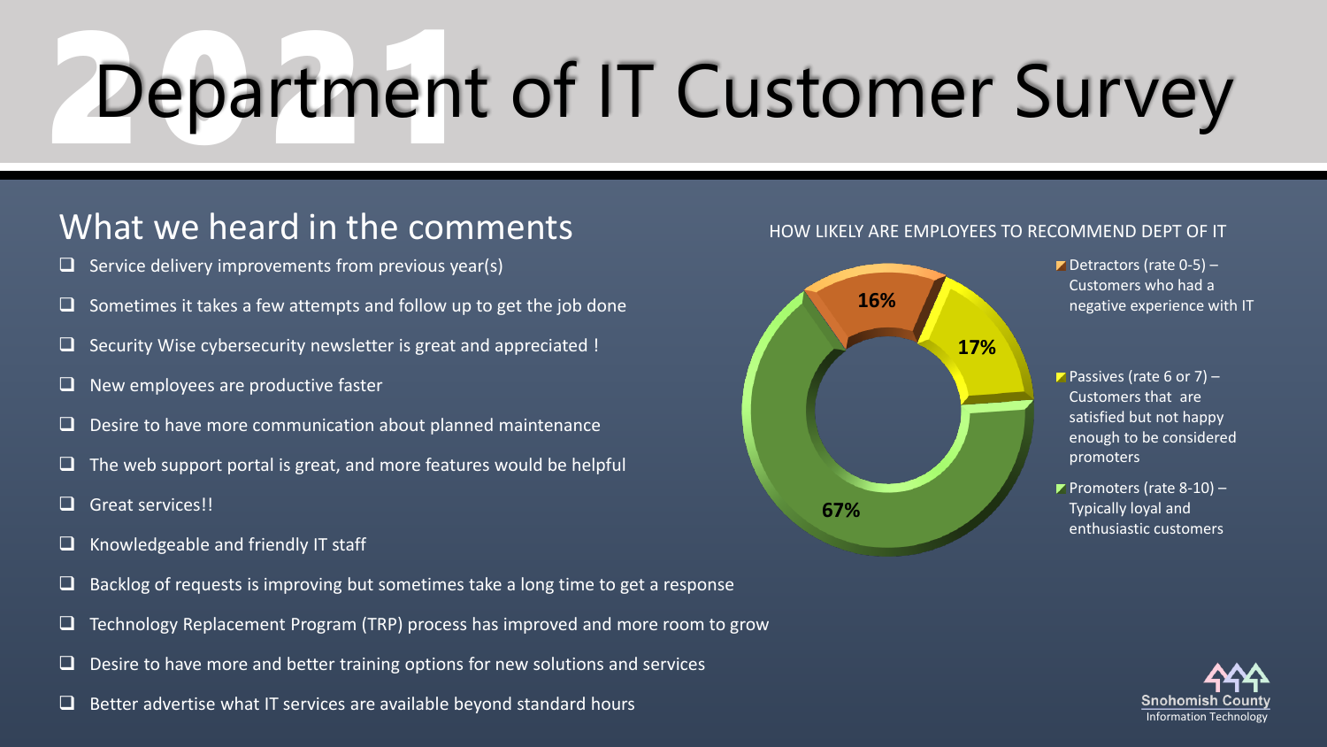# 2021 Department of IT Customer Survey

## What we heard in the comments

- Service delivery improvements from previous year(s)
- Sometimes it takes a few attempts and follow up to get the job done
- Security Wise cybersecurity newsletter is great and appreciated !
- New employees are productive faster
- Desire to have more communication about planned maintenance
- The web support portal is great, and more features would be helpful
- Great services!!
- Knowledgeable and friendly IT staff
- Backlog of requests is improving but sometimes take a long time to get a response
- Technology Replacement Program (TRP) process has improved and more room to grow
- Desire to have more and better training options for new solutions and services
- Better advertise what IT services are available beyond standard hours

HOW LIKELY ARE EMPLOYEES TO RECOMMEND DEPT OF IT

| Category | Percentage |
| --- | --- |
| Detractors (rate 0-5) – Customers who had a negative experience with IT | 16% |
| Passives (rate 6 or 7) – Customers that are satisfied but not happy enough to be considered promoters | 17% |
| Promoters (rate 8-10) – Typically loyal and enthusiastic customers | 67% |

Snohomish County
Information Technology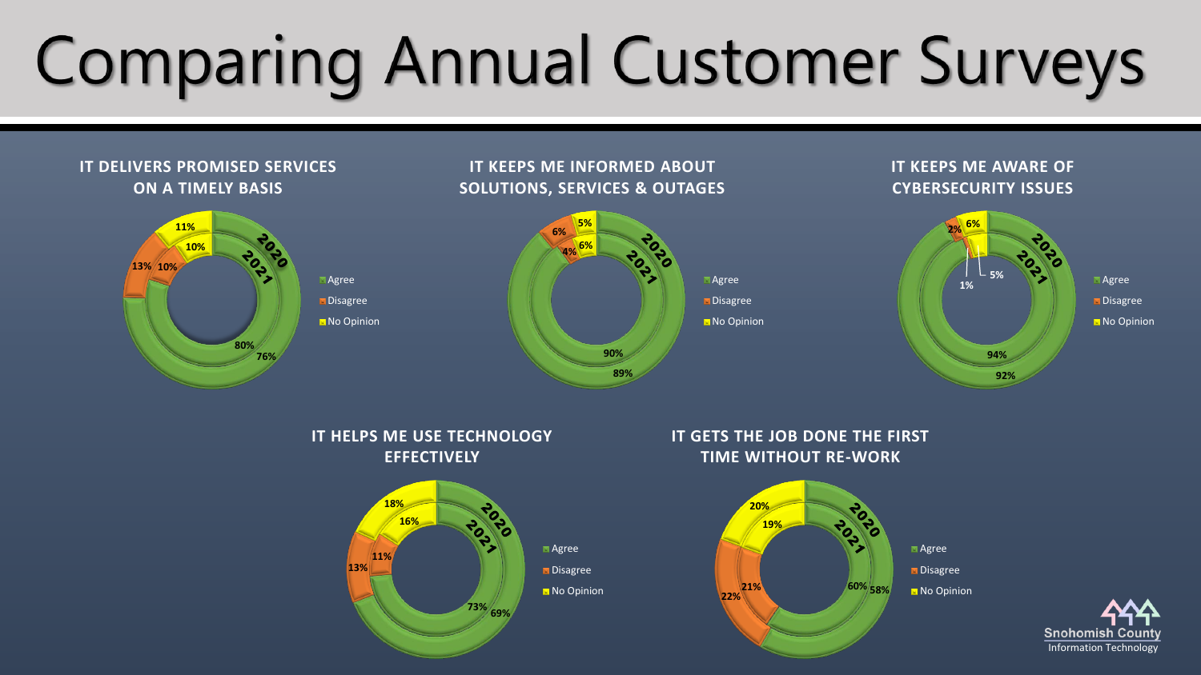# Comparing Annual Customer Surveys

## IT DELIVERS PROMISED SERVICES ON A TIMELY BASIS

2020
2021
11%
10%
13%
10%
80%
76%

Agree
Disagree
No Opinion

## IT KEEPS ME INFORMED ABOUT SOLUTIONS, SERVICES & OUTAGES

2020
2021
6%
5%
4%
6%
90%
89%

Agree
Disagree
No Opinion

## IT KEEPS ME AWARE OF CYBERSECURITY ISSUES

2020
2021
2%
6%
1%
5%
94%
92%

Agree
Disagree
No Opinion

## IT HELPS ME USE TECHNOLOGY EFFECTIVELY

2020
2021
18%
16%
11%
13%
73%
69%

Agree
Disagree
No Opinion

## IT GETS THE JOB DONE THE FIRST TIME WITHOUT RE-WORK

2020
2021
20%
19%
21%
22%
60%
58%

Agree
Disagree
No Opinion

Snohomish County
Information Technology